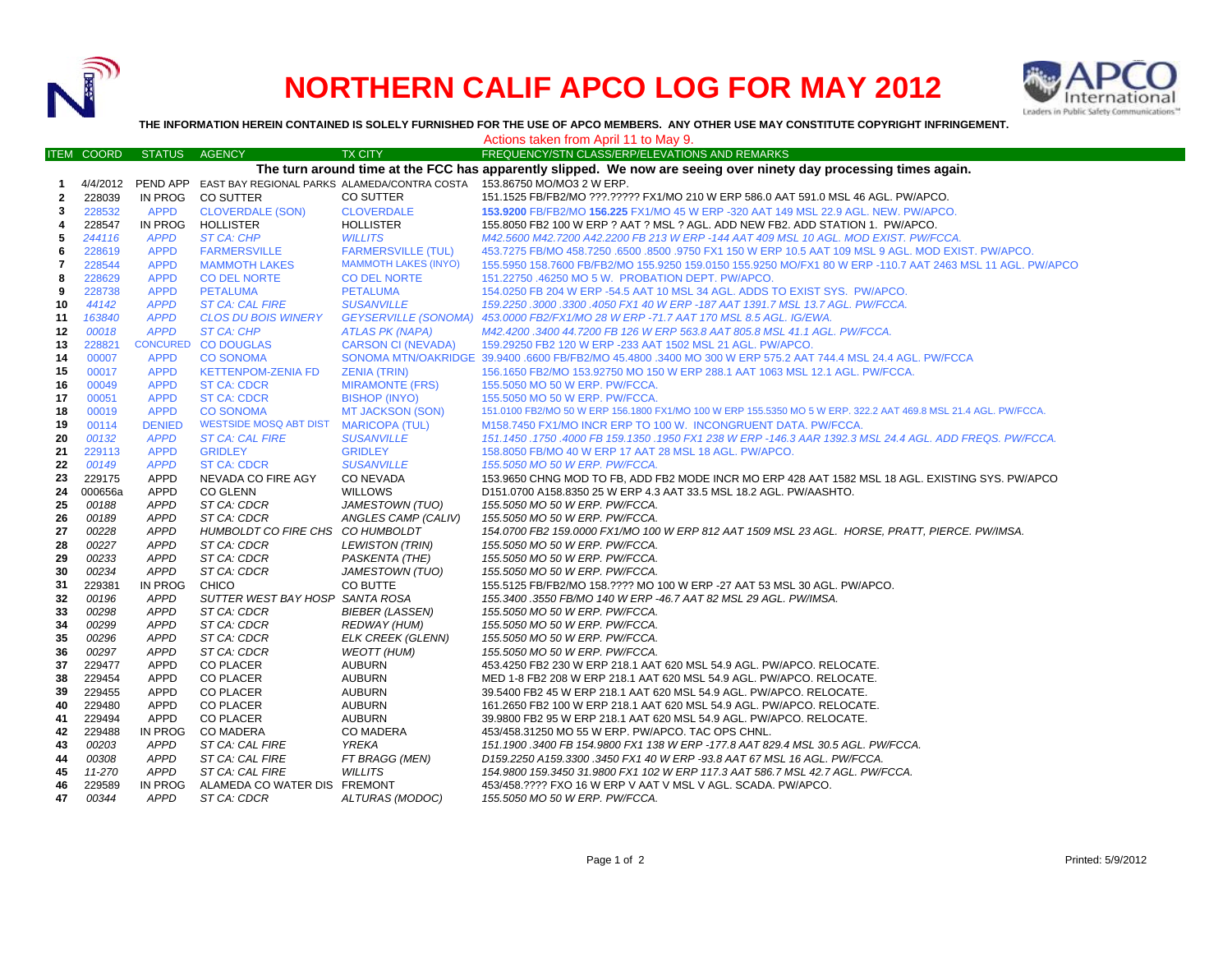# NORTHERN CALIF APCO LOG FOR MAY 2012

**THE INFORMATION HEREIN CONTAINED IS SOLELY FURNISHED FOR THE USE OF APCO MEMBERS. ANY OTHER USE MAY CONSTITUTE COPYRIGHT INFRINGEMENT.**

Actions taken from April 11 to May 9.

| ITEM | COORD | STATUS | AGENCY | TX CITY | FREQUENCY/STN CLASS/ERP/ELEVATIONS AND REMARKS |
|---|---|---|---|---|---|
| | | | | | **The turn around time at the FCC has apparently slipped. We now are seeing over ninety day processing times again.** |
| 1 | 4/4/2012 | PEND APP | EAST BAY REGIONAL PARKS | ALAMEDA/CONTRA COSTA | 153.86750 MO/MO3 2 W ERP. |
| 2 | 228039 | IN PROG | CO SUTTER | CO SUTTER | 151.1525 FB/FB2/MO ???.????? FX1/MO 210 W ERP 586.0 AAT 591.0 MSL 46 AGL. PW/APCO. |
| 3 | 228532 | APPD | CLOVERDALE (SON) | CLOVERDALE | **153.9200** FB/FB2/MO **156.225** FX1/MO 45 W ERP -320 AAT 149 MSL 22.9 AGL. NEW. PW/APCO. |
| 4 | 228547 | IN PROG | HOLLISTER | HOLLISTER | 155.8050 FB2 100 W ERP ? AAT ? MSL ? AGL. ADD NEW FB2. ADD STATION 1. PW/APCO. |
| 5 | 244116 | APPD | ST CA: CHP | WILLITS | M42.5600 M42.7200 A42.2200 FB 213 W ERP -144 AAT 409 MSL 10 AGL. MOD EXIST. PW/FCCA. |
| 6 | 228619 | APPD | FARMERSVILLE | FARMERSVILLE (TUL) | 453.7275 FB/MO 458.7250 .6500 .8500 .9750 FX1 150 W ERP 10.5 AAT 109 MSL 9 AGL. MOD EXIST. PW/APCO. |
| 7 | 228544 | APPD | MAMMOTH LAKES | MAMMOTH LAKES (INYO) | 155.5950 158.7600 FB/FB2/MO 155.9250 159.0150 155.9250 MO/FX1 80 W ERP -110.7 AAT 2463 MSL 11 AGL. PW/APCO |
| 8 | 228629 | APPD | CO DEL NORTE | CO DEL NORTE | 151.22750 .46250 MO 5 W. PROBATION DEPT. PW/APCO. |
| 9 | 228738 | APPD | PETALUMA | PETALUMA | 154.0250 FB 204 W ERP -54.5 AAT 10 MSL 34 AGL. ADDS TO EXIST SYS. PW/APCO. |
| 10 | 44142 | APPD | ST CA: CAL FIRE | SUSANVILLE | 159.2250 .3000 .3300 .4050 FX1 40 W ERP -187 AAT 1391.7 MSL 13.7 AGL. PW/FCCA. |
| 11 | 163840 | APPD | CLOS DU BOIS WINERY | GEYSERVILLE (SONOMA) | 453.0000 FB2/FX1/MO 28 W ERP -71.7 AAT 170 MSL 8.5 AGL. IG/EWA. |
| 12 | 00018 | APPD | ST CA: CHP | ATLAS PK (NAPA) | M42.4200 .3400 44.7200 FB 126 W ERP 563.8 AAT 805.8 MSL 41.1 AGL. PW/FCCA. |
| 13 | 228821 | CONCURED | CO DOUGLAS | CARSON CI (NEVADA) | 159.29250 FB2 120 W ERP -233 AAT 1502 MSL 21 AGL. PW/APCO. |
| 14 | 00007 | APPD | CO SONOMA | SONOMA MTN/OAKRIDGE | 39.9400 .6600 FB/FB2/MO 45.4800 .3400 MO 300 W ERP 575.2 AAT 744.4 MSL 24.4 AGL. PW/FCCA |
| 15 | 00017 | APPD | KETTENPOM-ZENIA FD | ZENIA (TRIN) | 156.1650 FB2/MO 153.92750 MO 150 W ERP 288.1 AAT 1063 MSL 12.1 AGL. PW/FCCA. |
| 16 | 00049 | APPD | ST CA: CDCR | MIRAMONTE (FRS) | 155.5050 MO 50 W ERP. PW/FCCA. |
| 17 | 00051 | APPD | ST CA: CDCR | BISHOP (INYO) | 155.5050 MO 50 W ERP. PW/FCCA. |
| 18 | 00019 | APPD | CO SONOMA | MT JACKSON (SON) | 151.0100 FB2/MO 50 W ERP 156.1800 FX1/MO 100 W ERP 155.5350 MO 5 W ERP. 322.2 AAT 469.8 MSL 21.4 AGL. PW/FCCA. |
| 19 | 00114 | DENIED | WESTSIDE MOSQ ABT DIST | MARICOPA (TUL) | M158.7450 FX1/MO INCR ERP TO 100 W. INCONGRUENT DATA. PW/FCCA. |
| 20 | 00132 | APPD | ST CA: CAL FIRE | SUSANVILLE | 151.1450 .1750 .4000 FB 159.1350 .1950 FX1 238 W ERP -146.3 AAR 1392.3 MSL 24.4 AGL. ADD FREQS. PW/FCCA. |
| 21 | 229113 | APPD | GRIDLEY | GRIDLEY | 158.8050 FB/MO 40 W ERP 17 AAT 28 MSL 18 AGL. PW/APCO. |
| 22 | 00149 | APPD | ST CA: CDCR | SUSANVILLE | 155.5050 MO 50 W ERP. PW/FCCA. |
| 23 | 229175 | APPD | NEVADA CO FIRE AGY | CO NEVADA | 153.9650 CHNG MOD TO FB, ADD FB2 MODE INCR MO ERP 428 AAT 1582 MSL 18 AGL. EXISTING SYS. PW/APCO |
| 24 | 000656a | APPD | CO GLENN | WILLOWS | D151.0700 A158.8350 25 W ERP 4.3 AAT 33.5 MSL 18.2 AGL. PW/AASHTO. |
| 25 | 00188 | APPD | ST CA: CDCR | JAMESTOWN (TUO) | 155.5050 MO 50 W ERP. PW/FCCA. |
| 26 | 00189 | APPD | ST CA: CDCR | ANGLES CAMP (CALIV) | 155.5050 MO 50 W ERP. PW/FCCA. |
| 27 | 00228 | APPD | HUMBOLDT CO FIRE CHS | CO HUMBOLDT | 154.0700 FB2 159.0000 FX1/MO 100 W ERP 812 AAT 1509 MSL 23 AGL. HORSE, PRATT, PIERCE. PW/IMSA. |
| 28 | 00227 | APPD | ST CA: CDCR | LEWISTON (TRIN) | 155.5050 MO 50 W ERP. PW/FCCA. |
| 29 | 00233 | APPD | ST CA: CDCR | PASKENTA (THE) | 155.5050 MO 50 W ERP. PW/FCCA. |
| 30 | 00234 | APPD | ST CA: CDCR | JAMESTOWN (TUO) | 155.5050 MO 50 W ERP. PW/FCCA. |
| 31 | 229381 | IN PROG | CHICO | CO BUTTE | 155.5125 FB/FB2/MO 158.???? MO 100 W ERP -27 AAT 53 MSL 30 AGL. PW/APCO. |
| 32 | 00196 | APPD | SUTTER WEST BAY HOSP | SANTA ROSA | 155.3400 .3550 FB/MO 140 W ERP -46.7 AAT 82 MSL 29 AGL. PW/IMSA. |
| 33 | 00298 | APPD | ST CA: CDCR | BIEBER (LASSEN) | 155.5050 MO 50 W ERP. PW/FCCA. |
| 34 | 00299 | APPD | ST CA: CDCR | REDWAY (HUM) | 155.5050 MO 50 W ERP. PW/FCCA. |
| 35 | 00296 | APPD | ST CA: CDCR | ELK CREEK (GLENN) | 155.5050 MO 50 W ERP. PW/FCCA. |
| 36 | 00297 | APPD | ST CA: CDCR | WEOTT (HUM) | 155.5050 MO 50 W ERP. PW/FCCA. |
| 37 | 229477 | APPD | CO PLACER | AUBURN | 453.4250 FB2 230 W ERP 218.1 AAT 620 MSL 54.9 AGL. PW/APCO. RELOCATE. |
| 38 | 229454 | APPD | CO PLACER | AUBURN | MED 1-8 FB2 208 W ERP 218.1 AAT 620 MSL 54.9 AGL. PW/APCO. RELOCATE. |
| 39 | 229455 | APPD | CO PLACER | AUBURN | 39.5400 FB2 45 W ERP 218.1 AAT 620 MSL 54.9 AGL. PW/APCO. RELOCATE. |
| 40 | 229480 | APPD | CO PLACER | AUBURN | 161.2650 FB2 100 W ERP 218.1 AAT 620 MSL 54.9 AGL. PW/APCO. RELOCATE. |
| 41 | 229494 | APPD | CO PLACER | AUBURN | 39.9800 FB2 95 W ERP 218.1 AAT 620 MSL 54.9 AGL. PW/APCO. RELOCATE. |
| 42 | 229488 | IN PROG | CO MADERA | CO MADERA | 453/458.31250 MO 55 W ERP. PW/APCO. TAC OPS CHNL. |
| 43 | 00203 | APPD | ST CA: CAL FIRE | YREKA | 151.1900 .3400 FB 154.9800 FX1 138 W ERP -177.8 AAT 829.4 MSL 30.5 AGL. PW/FCCA. |
| 44 | 00308 | APPD | ST CA: CAL FIRE | FT BRAGG (MEN) | D159.2250 A159.3300 .3450 FX1 40 W ERP -93.8 AAT 67 MSL 16 AGL. PW/FCCA. |
| 45 | 11-270 | APPD | ST CA: CAL FIRE | WILLITS | 154.9800 159.3450 31.9800 FX1 102 W ERP 117.3 AAT 586.7 MSL 42.7 AGL. PW/FCCA. |
| 46 | 229589 | IN PROG | ALAMEDA CO WATER DIS | FREMONT | 453/458.???? FXO 16 W ERP V AAT V MSL V AGL. SCADA. PW/APCO. |
| 47 | 00344 | APPD | ST CA: CDCR | ALTURAS (MODOC) | 155.5050 MO 50 W ERP. PW/FCCA. |

Printed: 5/9/2012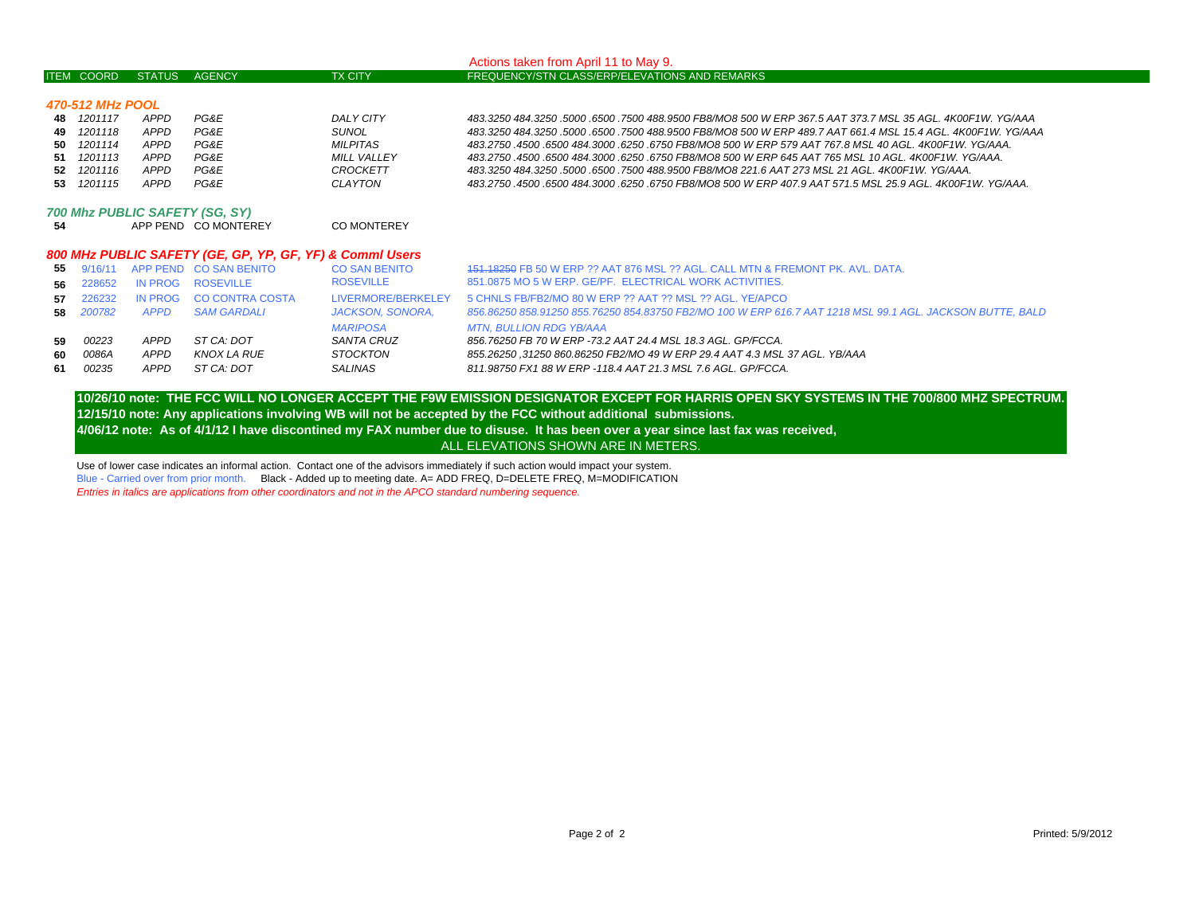Actions taken from April 11 to May 9.

| ITEM | COORD | STATUS | AGENCY | TX CITY | FREQUENCY/STN CLASS/ERP/ELEVATIONS AND REMARKS |
|---|---|---|---|---|---|
| ***470-512 MHz POOL*** | | | | | |
| **48** | *1201117* | *APPD* | *PG&E* | *DALY CITY* | *483.3250 484.3250 .5000 .6500 .7500 488.9500 FB8/MO8 500 W ERP 367.5 AAT 373.7 MSL 35 AGL. 4K00F1W. YG/AAA* |
| **49** | *1201118* | *APPD* | *PG&E* | *SUNOL* | *483.3250 484.3250 .5000 .6500 .7500 488.9500 FB8/MO8 500 W ERP 489.7 AAT 661.4 MSL 15.4 AGL. 4K00F1W. YG/AAA* |
| **50** | *1201114* | *APPD* | *PG&E* | *MILPITAS* | *483.2750 .4500 .6500 484.3000 .6250 .6750 FB8/MO8 500 W ERP 579 AAT 767.8 MSL 40 AGL. 4K00F1W. YG/AAA.* |
| **51** | *1201113* | *APPD* | *PG&E* | *MILL VALLEY* | *483.2750 .4500 .6500 484.3000 .6250 .6750 FB8/MO8 500 W ERP 645 AAT 765 MSL 10 AGL. 4K00F1W. YG/AAA.* |
| **52** | *1201116* | *APPD* | *PG&E* | *CROCKETT* | *483.3250 484.3250 .5000 .6500 .7500 488.9500 FB8/MO8 221.6 AAT 273 MSL 21 AGL. 4K00F1W. YG/AAA.* |
| **53** | *1201115* | *APPD* | *PG&E* | *CLAYTON* | *483.2750 .4500 .6500 484.3000 .6250 .6750 FB8/MO8 500 W ERP 407.9 AAT 571.5 MSL 25.9 AGL. 4K00F1W. YG/AAA.* |
| ***700 Mhz PUBLIC SAFETY (SG, SY)*** | | | | | |
| **54** | | APP PEND | CO MONTEREY | CO MONTEREY | |
| ***800 MHz PUBLIC SAFETY (GE, GP, YP, GF, YF) & Comml Users*** | | | | | |
| **55** | 9/16/11 | APP PEND | CO SAN BENITO | CO SAN BENITO | ~~151.18250~~ FB 50 W ERP ?? AAT 876 MSL ?? AGL. CALL MTN & FREMONT PK. AVL. DATA. |
| **56** | 228652 | IN PROG | ROSEVILLE | ROSEVILLE | 851.0875 MO 5 W ERP. GE/PF. ELECTRICAL WORK ACTIVITIES. |
| **57** | 226232 | IN PROG | CO CONTRA COSTA | LIVERMORE/BERKELEY | 5 CHNLS FB/FB2/MO 80 W ERP ?? AAT ?? MSL ?? AGL. YE/APCO |
| **58** | *200782* | *APPD* | *SAM GARDALI* | *JACKSON, SONORA, MARIPOSA* | *856.86250 858.91250 855.76250 854.83750 FB2/MO 100 W ERP 616.7 AAT 1218 MSL 99.1 AGL. JACKSON BUTTE, BALD MTN, BULLION RDG YB/AAA* |
| **59** | *00223* | *APPD* | *ST CA: DOT* | *SANTA CRUZ* | *856.76250 FB 70 W ERP -73.2 AAT 24.4 MSL 18.3 AGL. GP/FCCA.* |
| **60** | *0086A* | *APPD* | *KNOX LA RUE* | *STOCKTON* | *855.26250 ,31250 860.86250 FB2/MO 49 W ERP 29.4 AAT 4.3 MSL 37 AGL. YB/AAA* |
| **61** | *00235* | *APPD* | *ST CA: DOT* | *SALINAS* | *811.98750 FX1 88 W ERP -118.4 AAT 21.3 MSL 7.6 AGL. GP/FCCA.* |

**10/26/10 note: THE FCC WILL NO LONGER ACCEPT THE F9W EMISSION DESIGNATOR EXCEPT FOR HARRIS OPEN SKY SYSTEMS IN THE 700/800 MHZ SPECTRUM.**
**12/15/10 note: Any applications involving WB will not be accepted by the FCC without additional submissions.**
**4/06/12 note: As of 4/1/12 I have discontined my FAX number due to disuse. It has been over a year since last fax was received,**
ALL ELEVATIONS SHOWN ARE IN METERS.

Use of lower case indicates an informal action. Contact one of the advisors immediately if such action would impact your system.
Blue - Carried over from prior month. Black - Added up to meeting date. A= ADD FREQ, D=DELETE FREQ, M=MODIFICATION
*Entries in italics are applications from other coordinators and not in the APCO standard numbering sequence.*

Printed: 5/9/2012